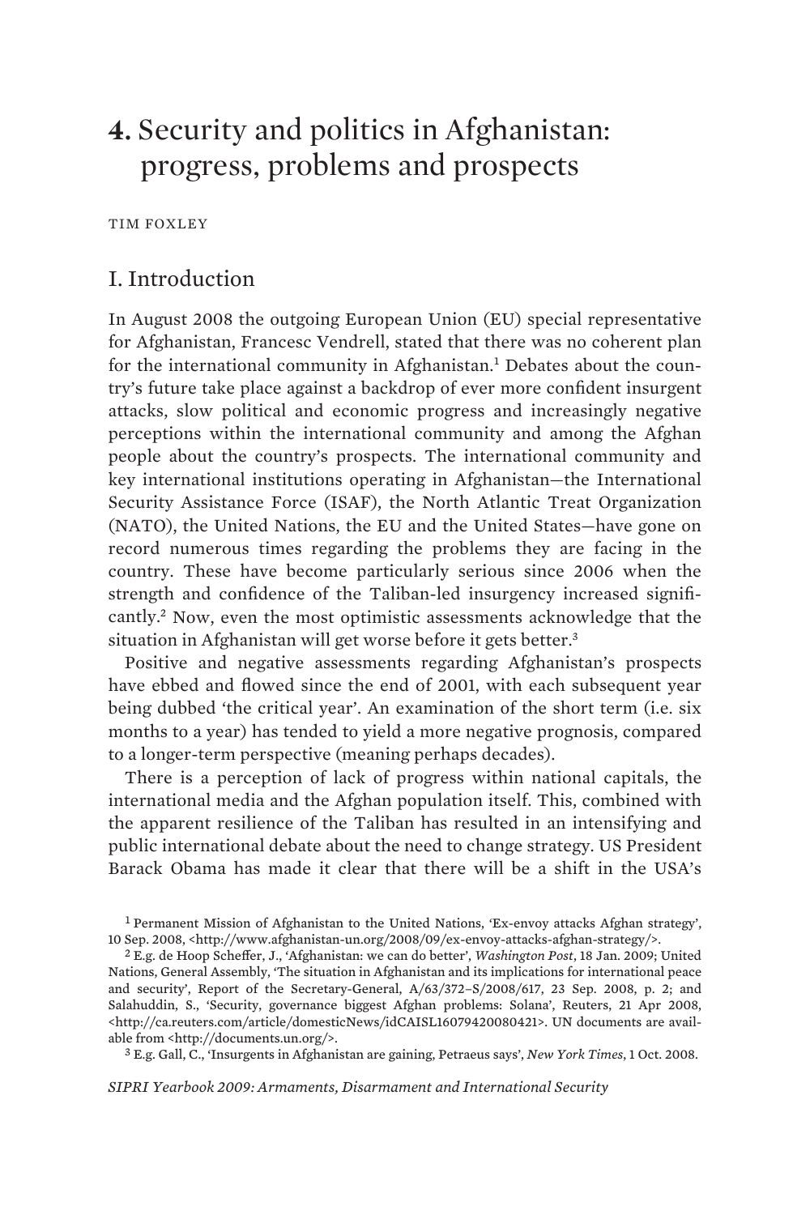# 4. Security and politics in Afghanistan: progress, problems and prospects

TIM FOXLEY

## I. Introduction

In August 2008 the outgoing European Union (EU) special representative for Afghanistan, Francesc Vendrell, stated that there was no coherent plan for the international community in Afghanistan.[1] Debates about the country's future take place against a backdrop of ever more confident insurgent attacks, slow political and economic progress and increasingly negative perceptions within the international community and among the Afghan people about the country's prospects. The international community and key international institutions operating in Afghanistan—the International Security Assistance Force (ISAF), the North Atlantic Treat Organization (NATO), the United Nations, the EU and the United States—have gone on record numerous times regarding the problems they are facing in the country. These have become particularly serious since 2006 when the strength and confidence of the Taliban-led insurgency increased significantly.[2] Now, even the most optimistic assessments acknowledge that the situation in Afghanistan will get worse before it gets better.[3]

Positive and negative assessments regarding Afghanistan's prospects have ebbed and flowed since the end of 2001, with each subsequent year being dubbed 'the critical year'. An examination of the short term (i.e. six months to a year) has tended to yield a more negative prognosis, compared to a longer-term perspective (meaning perhaps decades).

There is a perception of lack of progress within national capitals, the international media and the Afghan population itself. This, combined with the apparent resilience of the Taliban has resulted in an intensifying and public international debate about the need to change strategy. US President Barack Obama has made it clear that there will be a shift in the USA's

[1] Permanent Mission of Afghanistan to the United Nations, 'Ex-envoy attacks Afghan strategy', 10 Sep. 2008, <http://www.afghanistan-un.org/2008/09/ex-envoy-attacks-afghan-strategy/>.

[2] E.g. de Hoop Scheffer, J., 'Afghanistan: we can do better', *Washington Post*, 18 Jan. 2009; United Nations, General Assembly, 'The situation in Afghanistan and its implications for international peace and security', Report of the Secretary-General, A/63/372–S/2008/617, 23 Sep. 2008, p. 2; and Salahuddin, S., 'Security, governance biggest Afghan problems: Solana', Reuters, 21 Apr 2008, <http://ca.reuters.com/article/domesticNews/idCAISL16079420080421>. UN documents are available from <http://documents.un.org/>.

[3] E.g. Gall, C., 'Insurgents in Afghanistan are gaining, Petraeus says', *New York Times*, 1 Oct. 2008.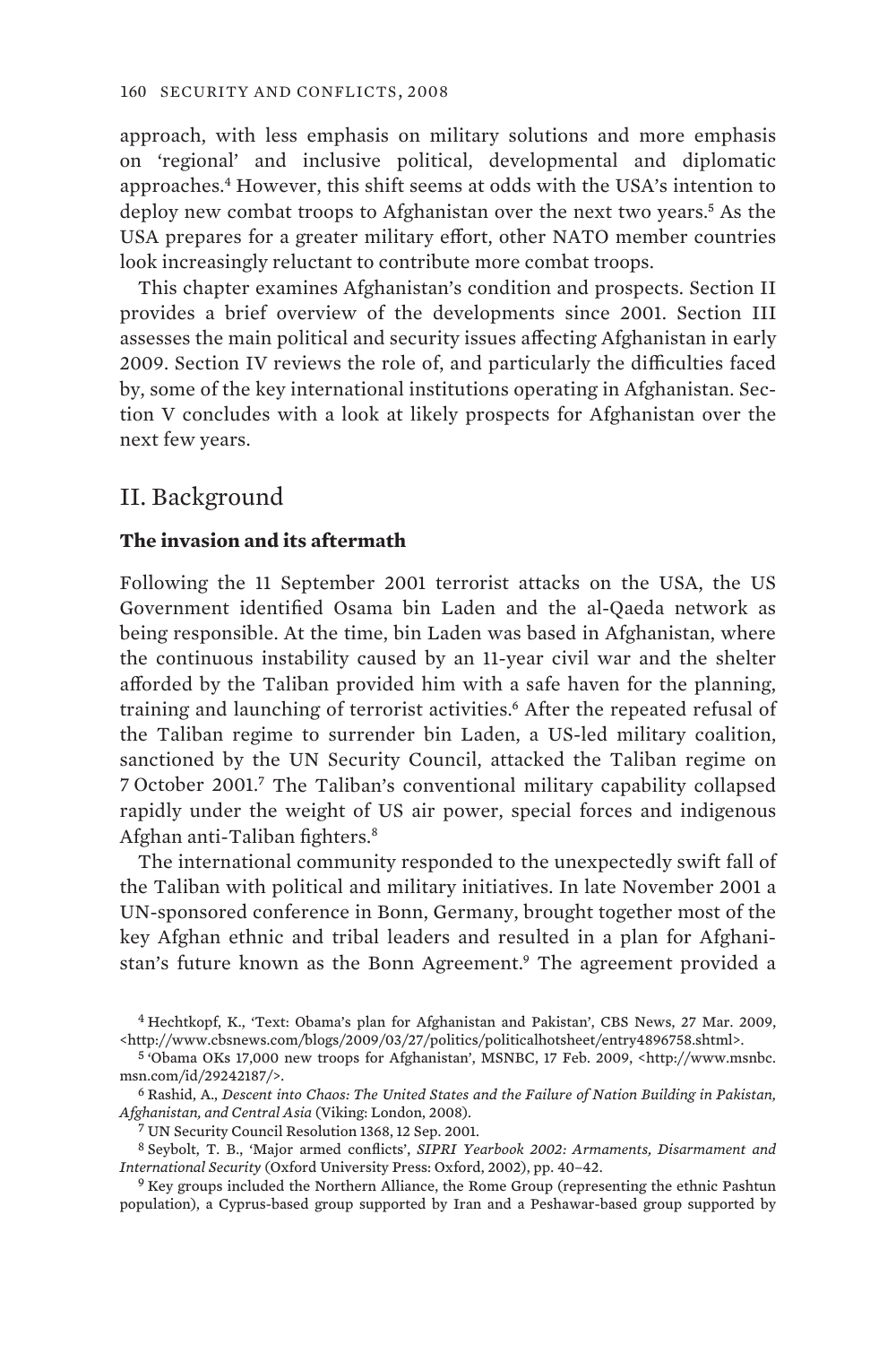approach, with less emphasis on military solutions and more emphasis on 'regional' and inclusive political, developmental and diplomatic approaches.[4] However, this shift seems at odds with the USA's intention to deploy new combat troops to Afghanistan over the next two years.[5] As the USA prepares for a greater military effort, other NATO member countries look increasingly reluctant to contribute more combat troops.

This chapter examines Afghanistan's condition and prospects. Section II provides a brief overview of the developments since 2001. Section III assesses the main political and security issues affecting Afghanistan in early 2009. Section IV reviews the role of, and particularly the difficulties faced by, some of the key international institutions operating in Afghanistan. Section V concludes with a look at likely prospects for Afghanistan over the next few years.

## II. Background

### The invasion and its aftermath

Following the 11 September 2001 terrorist attacks on the USA, the US Government identified Osama bin Laden and the al-Qaeda network as being responsible. At the time, bin Laden was based in Afghanistan, where the continuous instability caused by an 11-year civil war and the shelter afforded by the Taliban provided him with a safe haven for the planning, training and launching of terrorist activities.[6] After the repeated refusal of the Taliban regime to surrender bin Laden, a US-led military coalition, sanctioned by the UN Security Council, attacked the Taliban regime on 7 October 2001.[7] The Taliban's conventional military capability collapsed rapidly under the weight of US air power, special forces and indigenous Afghan anti-Taliban fighters.[8]

The international community responded to the unexpectedly swift fall of the Taliban with political and military initiatives. In late November 2001 a UN-sponsored conference in Bonn, Germany, brought together most of the key Afghan ethnic and tribal leaders and resulted in a plan for Afghanistan's future known as the Bonn Agreement.[9] The agreement provided a

[4] Hechtkopf, K., 'Text: Obama's plan for Afghanistan and Pakistan', CBS News, 27 Mar. 2009, <http://www.cbsnews.com/blogs/2009/03/27/politics/politicalhotsheet/entry4896758.shtml>.

[5] 'Obama OKs 17,000 new troops for Afghanistan', MSNBC, 17 Feb. 2009, <http://www.msnbc.msn.com/id/29242187/>.

[6] Rashid, A., *Descent into Chaos: The United States and the Failure of Nation Building in Pakistan, Afghanistan, and Central Asia* (Viking: London, 2008).

[7] UN Security Council Resolution 1368, 12 Sep. 2001.

[8] Seybolt, T. B., 'Major armed conflicts', *SIPRI Yearbook 2002: Armaments, Disarmament and International Security* (Oxford University Press: Oxford, 2002), pp. 40–42.

[9] Key groups included the Northern Alliance, the Rome Group (representing the ethnic Pashtun population), a Cyprus-based group supported by Iran and a Peshawar-based group supported by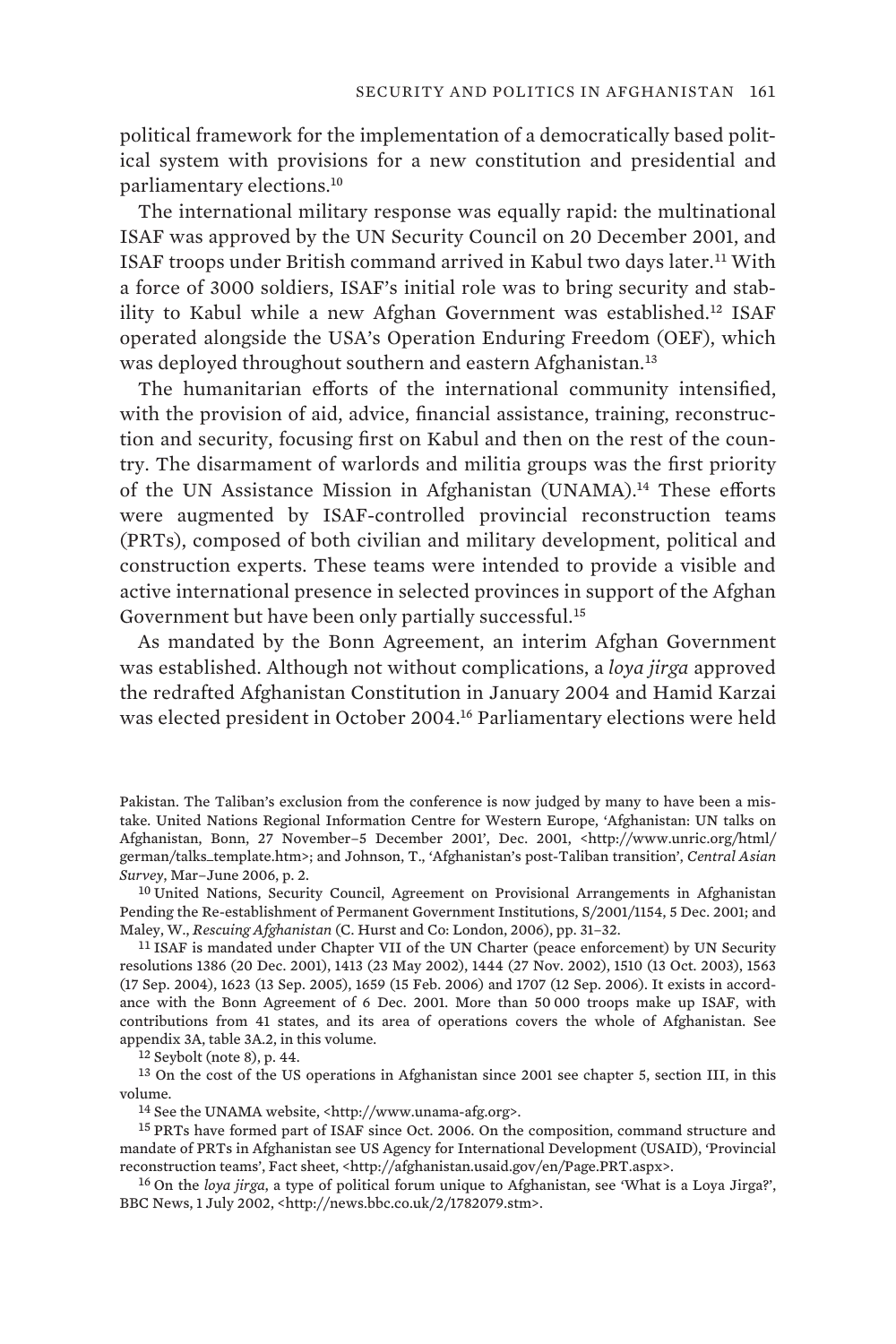political framework for the implementation of a democratically based political system with provisions for a new constitution and presidential and parliamentary elections.[10]

The international military response was equally rapid: the multinational ISAF was approved by the UN Security Council on 20 December 2001, and ISAF troops under British command arrived in Kabul two days later.[11] With a force of 3000 soldiers, ISAF's initial role was to bring security and stability to Kabul while a new Afghan Government was established.[12] ISAF operated alongside the USA's Operation Enduring Freedom (OEF), which was deployed throughout southern and eastern Afghanistan.[13]

The humanitarian efforts of the international community intensified, with the provision of aid, advice, financial assistance, training, reconstruction and security, focusing first on Kabul and then on the rest of the country. The disarmament of warlords and militia groups was the first priority of the UN Assistance Mission in Afghanistan (UNAMA).[14] These efforts were augmented by ISAF-controlled provincial reconstruction teams (PRTs), composed of both civilian and military development, political and construction experts. These teams were intended to provide a visible and active international presence in selected provinces in support of the Afghan Government but have been only partially successful.[15]

As mandated by the Bonn Agreement, an interim Afghan Government was established. Although not without complications, a *loya jirga* approved the redrafted Afghanistan Constitution in January 2004 and Hamid Karzai was elected president in October 2004.[16] Parliamentary elections were held

Pakistan. The Taliban's exclusion from the conference is now judged by many to have been a mistake. United Nations Regional Information Centre for Western Europe, 'Afghanistan: UN talks on Afghanistan, Bonn, 27 November–5 December 2001', Dec. 2001, <http://www.unric.org/html/german/talks_template.htm>; and Johnson, T., 'Afghanistan's post-Taliban transition', *Central Asian Survey*, Mar–June 2006, p. 2.

[10] United Nations, Security Council, Agreement on Provisional Arrangements in Afghanistan Pending the Re-establishment of Permanent Government Institutions, S/2001/1154, 5 Dec. 2001; and Maley, W., *Rescuing Afghanistan* (C. Hurst and Co: London, 2006), pp. 31–32.

[11] ISAF is mandated under Chapter VII of the UN Charter (peace enforcement) by UN Security resolutions 1386 (20 Dec. 2001), 1413 (23 May 2002), 1444 (27 Nov. 2002), 1510 (13 Oct. 2003), 1563 (17 Sep. 2004), 1623 (13 Sep. 2005), 1659 (15 Feb. 2006) and 1707 (12 Sep. 2006). It exists in accordance with the Bonn Agreement of 6 Dec. 2001. More than 50 000 troops make up ISAF, with contributions from 41 states, and its area of operations covers the whole of Afghanistan. See appendix 3A, table 3A.2, in this volume.

[12] Seybolt (note 8), p. 44.

[13] On the cost of the US operations in Afghanistan since 2001 see chapter 5, section III, in this volume.

[14] See the UNAMA website, <http://www.unama-afg.org>.

[15] PRTs have formed part of ISAF since Oct. 2006. On the composition, command structure and mandate of PRTs in Afghanistan see US Agency for International Development (USAID), 'Provincial reconstruction teams', Fact sheet, <http://afghanistan.usaid.gov/en/Page.PRT.aspx>.

[16] On the *loya jirga*, a type of political forum unique to Afghanistan, see 'What is a Loya Jirga?', BBC News, 1 July 2002, <http://news.bbc.co.uk/2/1782079.stm>.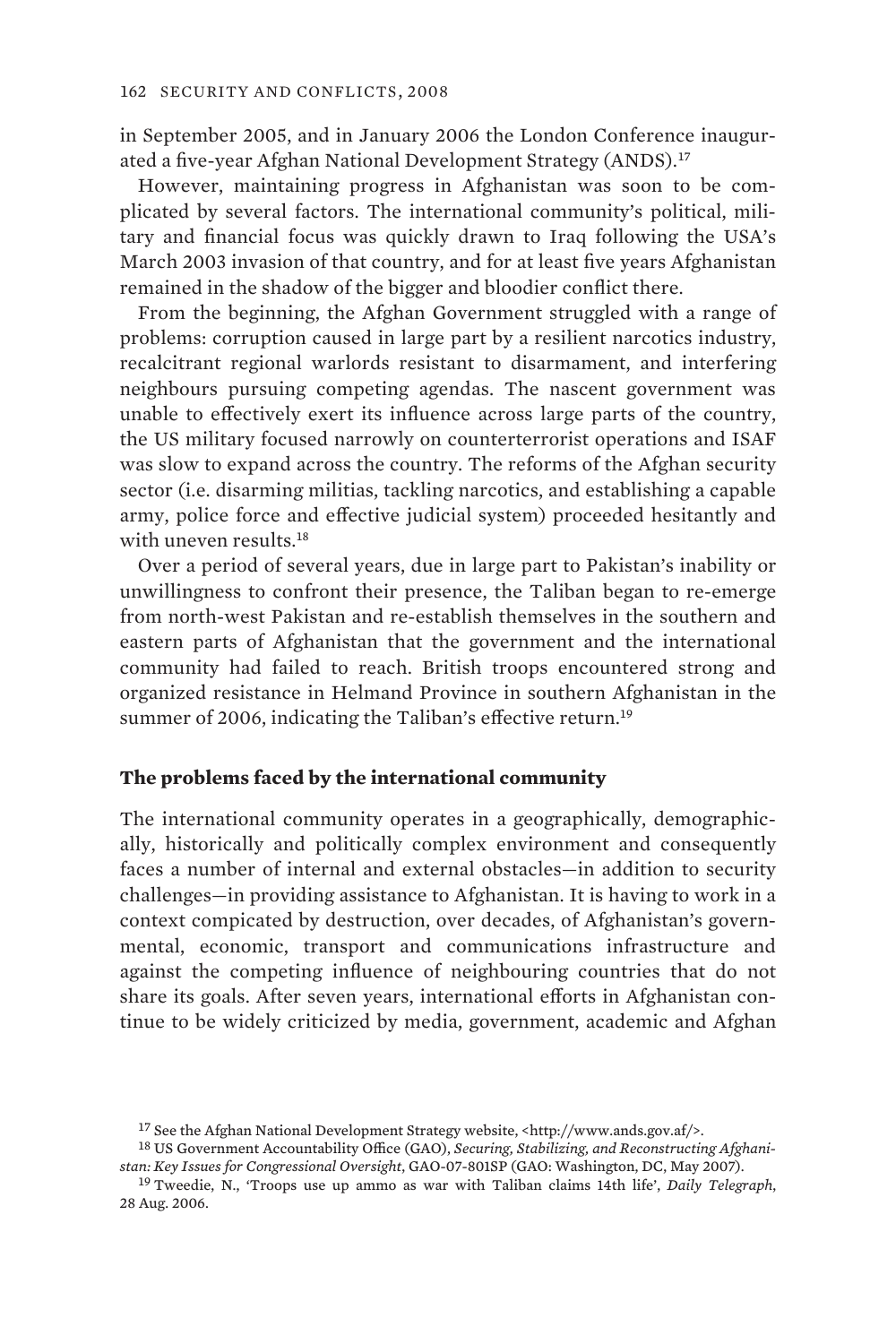in September 2005, and in January 2006 the London Conference inaugurated a five-year Afghan National Development Strategy (ANDS).[17]

However, maintaining progress in Afghanistan was soon to be complicated by several factors. The international community's political, military and financial focus was quickly drawn to Iraq following the USA's March 2003 invasion of that country, and for at least five years Afghanistan remained in the shadow of the bigger and bloodier conflict there.

From the beginning, the Afghan Government struggled with a range of problems: corruption caused in large part by a resilient narcotics industry, recalcitrant regional warlords resistant to disarmament, and interfering neighbours pursuing competing agendas. The nascent government was unable to effectively exert its influence across large parts of the country, the US military focused narrowly on counterterrorist operations and ISAF was slow to expand across the country. The reforms of the Afghan security sector (i.e. disarming militias, tackling narcotics, and establishing a capable army, police force and effective judicial system) proceeded hesitantly and with uneven results.[18]

Over a period of several years, due in large part to Pakistan's inability or unwillingness to confront their presence, the Taliban began to re-emerge from north-west Pakistan and re-establish themselves in the southern and eastern parts of Afghanistan that the government and the international community had failed to reach. British troops encountered strong and organized resistance in Helmand Province in southern Afghanistan in the summer of 2006, indicating the Taliban's effective return.[19]

**The problems faced by the international community**

The international community operates in a geographically, demographically, historically and politically complex environment and consequently faces a number of internal and external obstacles—in addition to security challenges—in providing assistance to Afghanistan. It is having to work in a context compicated by destruction, over decades, of Afghanistan's governmental, economic, transport and communications infrastructure and against the competing influence of neighbouring countries that do not share its goals. After seven years, international efforts in Afghanistan continue to be widely criticized by media, government, academic and Afghan

[17] See the Afghan National Development Strategy website, <http://www.ands.gov.af/>.

[18] US Government Accountability Office (GAO), *Securing, Stabilizing, and Reconstructing Afghanistan: Key Issues for Congressional Oversight*, GAO-07-801SP (GAO: Washington, DC, May 2007).

[19] Tweedie, N., 'Troops use up ammo as war with Taliban claims 14th life', *Daily Telegraph*, 28 Aug. 2006.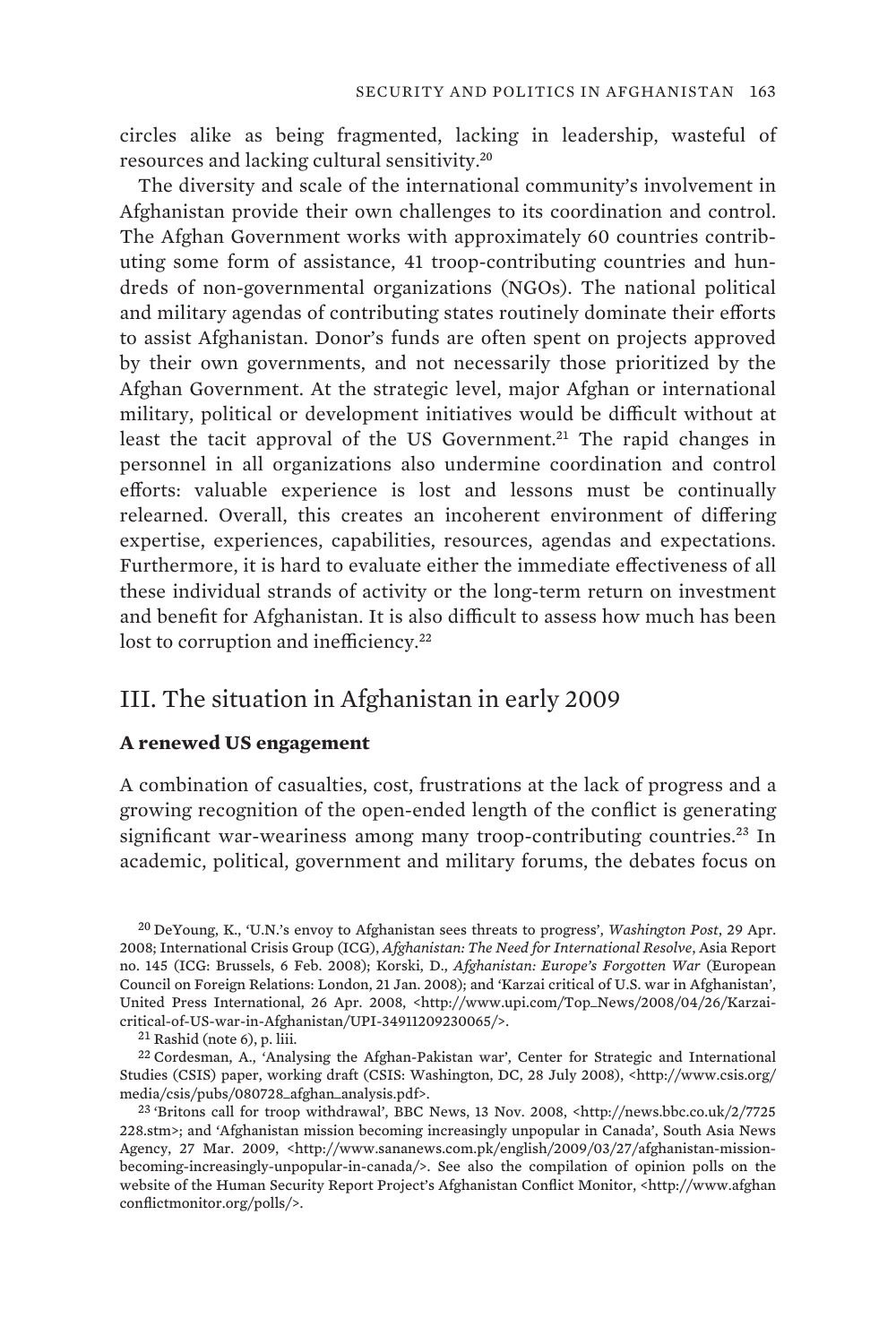circles alike as being fragmented, lacking in leadership, wasteful of resources and lacking cultural sensitivity.[20]

The diversity and scale of the international community's involvement in Afghanistan provide their own challenges to its coordination and control. The Afghan Government works with approximately 60 countries contributing some form of assistance, 41 troop-contributing countries and hundreds of non-governmental organizations (NGOs). The national political and military agendas of contributing states routinely dominate their efforts to assist Afghanistan. Donor's funds are often spent on projects approved by their own governments, and not necessarily those prioritized by the Afghan Government. At the strategic level, major Afghan or international military, political or development initiatives would be difficult without at least the tacit approval of the US Government.[21] The rapid changes in personnel in all organizations also undermine coordination and control efforts: valuable experience is lost and lessons must be continually relearned. Overall, this creates an incoherent environment of differing expertise, experiences, capabilities, resources, agendas and expectations. Furthermore, it is hard to evaluate either the immediate effectiveness of all these individual strands of activity or the long-term return on investment and benefit for Afghanistan. It is also difficult to assess how much has been lost to corruption and inefficiency.[22]

## III. The situation in Afghanistan in early 2009

### A renewed US engagement

A combination of casualties, cost, frustrations at the lack of progress and a growing recognition of the open-ended length of the conflict is generating significant war-weariness among many troop-contributing countries.[23] In academic, political, government and military forums, the debates focus on

[20] DeYoung, K., 'U.N.'s envoy to Afghanistan sees threats to progress', *Washington Post*, 29 Apr. 2008; International Crisis Group (ICG), *Afghanistan: The Need for International Resolve*, Asia Report no. 145 (ICG: Brussels, 6 Feb. 2008); Korski, D., *Afghanistan: Europe's Forgotten War* (European Council on Foreign Relations: London, 21 Jan. 2008); and 'Karzai critical of U.S. war in Afghanistan', United Press International, 26 Apr. 2008, <http://www.upi.com/Top_News/2008/04/26/Karzai-critical-of-US-war-in-Afghanistan/UPI-34911209230065/>.

[21] Rashid (note 6), p. liii.

[22] Cordesman, A., 'Analysing the Afghan-Pakistan war', Center for Strategic and International Studies (CSIS) paper, working draft (CSIS: Washington, DC, 28 July 2008), <http://www.csis.org/media/csis/pubs/080728_afghan_analysis.pdf>.

[23] 'Britons call for troop withdrawal', BBC News, 13 Nov. 2008, <http://news.bbc.co.uk/2/7725228.stm>; and 'Afghanistan mission becoming increasingly unpopular in Canada', South Asia News Agency, 27 Mar. 2009, <http://www.sananews.com.pk/english/2009/03/27/afghanistan-mission-becoming-increasingly-unpopular-in-canada/>. See also the compilation of opinion polls on the website of the Human Security Report Project's Afghanistan Conflict Monitor, <http://www.afghanconflictmonitor.org/polls/>.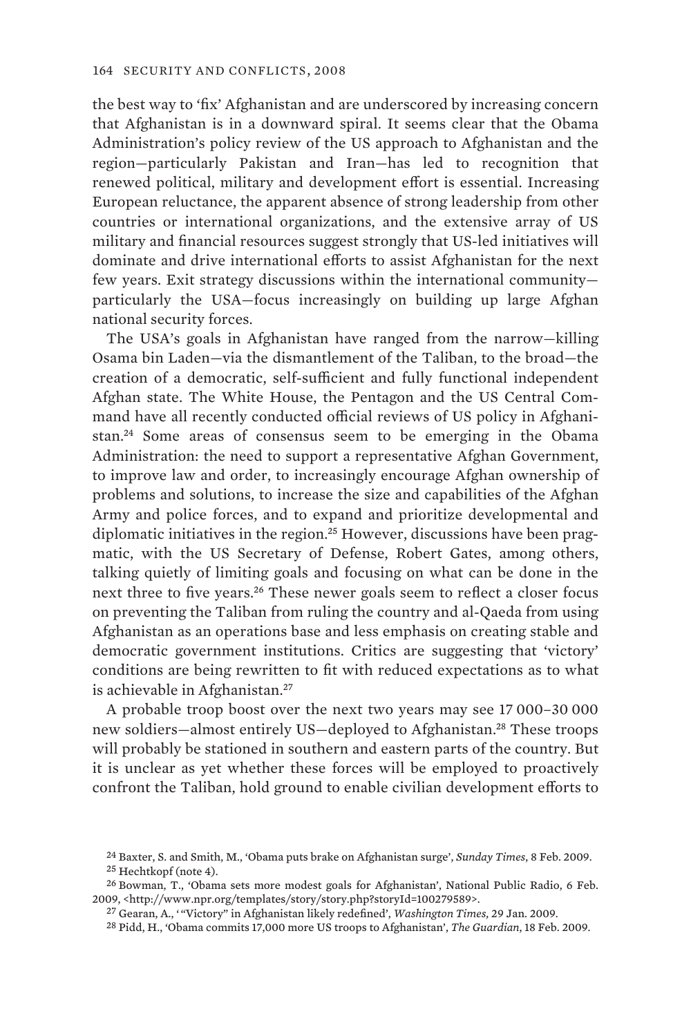the best way to 'fix' Afghanistan and are underscored by increasing concern that Afghanistan is in a downward spiral. It seems clear that the Obama Administration's policy review of the US approach to Afghanistan and the region—particularly Pakistan and Iran—has led to recognition that renewed political, military and development effort is essential. Increasing European reluctance, the apparent absence of strong leadership from other countries or international organizations, and the extensive array of US military and financial resources suggest strongly that US-led initiatives will dominate and drive international efforts to assist Afghanistan for the next few years. Exit strategy discussions within the international community—particularly the USA—focus increasingly on building up large Afghan national security forces.

The USA's goals in Afghanistan have ranged from the narrow—killing Osama bin Laden—via the dismantlement of the Taliban, to the broad—the creation of a democratic, self-sufficient and fully functional independent Afghan state. The White House, the Pentagon and the US Central Command have all recently conducted official reviews of US policy in Afghanistan.[24] Some areas of consensus seem to be emerging in the Obama Administration: the need to support a representative Afghan Government, to improve law and order, to increasingly encourage Afghan ownership of problems and solutions, to increase the size and capabilities of the Afghan Army and police forces, and to expand and prioritize developmental and diplomatic initiatives in the region.[25] However, discussions have been pragmatic, with the US Secretary of Defense, Robert Gates, among others, talking quietly of limiting goals and focusing on what can be done in the next three to five years.[26] These newer goals seem to reflect a closer focus on preventing the Taliban from ruling the country and al-Qaeda from using Afghanistan as an operations base and less emphasis on creating stable and democratic government institutions. Critics are suggesting that 'victory' conditions are being rewritten to fit with reduced expectations as to what is achievable in Afghanistan.[27]

A probable troop boost over the next two years may see 17 000–30 000 new soldiers—almost entirely US—deployed to Afghanistan.[28] These troops will probably be stationed in southern and eastern parts of the country. But it is unclear as yet whether these forces will be employed to proactively confront the Taliban, hold ground to enable civilian development efforts to

[24] Baxter, S. and Smith, M., 'Obama puts brake on Afghanistan surge', *Sunday Times*, 8 Feb. 2009.

[25] Hechtkopf (note 4).

[26] Bowman, T., 'Obama sets more modest goals for Afghanistan', National Public Radio, 6 Feb. 2009, <http://www.npr.org/templates/story/story.php?storyId=100279589>.

[27] Gearan, A., '"Victory" in Afghanistan likely redefined', *Washington Times,* 29 Jan. 2009.

[28] Pidd, H., 'Obama commits 17,000 more US troops to Afghanistan', *The Guardian*, 18 Feb. 2009.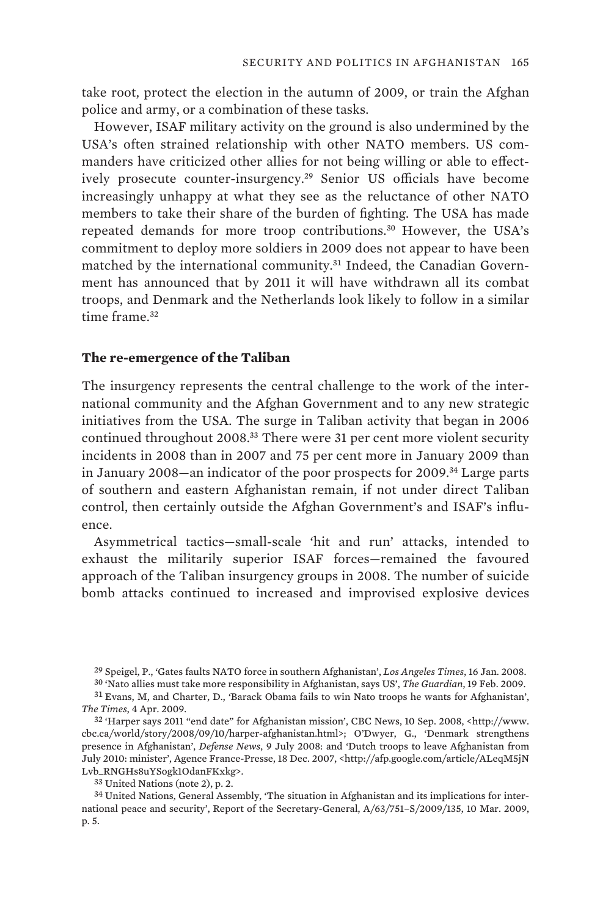take root, protect the election in the autumn of 2009, or train the Afghan police and army, or a combination of these tasks.

However, ISAF military activity on the ground is also undermined by the USA's often strained relationship with other NATO members. US commanders have criticized other allies for not being willing or able to effectively prosecute counter-insurgency.[29] Senior US officials have become increasingly unhappy at what they see as the reluctance of other NATO members to take their share of the burden of fighting. The USA has made repeated demands for more troop contributions.[30] However, the USA's commitment to deploy more soldiers in 2009 does not appear to have been matched by the international community.[31] Indeed, the Canadian Government has announced that by 2011 it will have withdrawn all its combat troops, and Denmark and the Netherlands look likely to follow in a similar time frame.[32]

### The re-emergence of the Taliban

The insurgency represents the central challenge to the work of the international community and the Afghan Government and to any new strategic initiatives from the USA. The surge in Taliban activity that began in 2006 continued throughout 2008.[33] There were 31 per cent more violent security incidents in 2008 than in 2007 and 75 per cent more in January 2009 than in January 2008—an indicator of the poor prospects for 2009.[34] Large parts of southern and eastern Afghanistan remain, if not under direct Taliban control, then certainly outside the Afghan Government's and ISAF's influence.

Asymmetrical tactics—small-scale 'hit and run' attacks, intended to exhaust the militarily superior ISAF forces—remained the favoured approach of the Taliban insurgency groups in 2008. The number of suicide bomb attacks continued to increased and improvised explosive devices

---

[29] Speigel, P., 'Gates faults NATO force in southern Afghanistan', *Los Angeles Times*, 16 Jan. 2008.

[30] 'Nato allies must take more responsibility in Afghanistan, says US', *The Guardian*, 19 Feb. 2009.

[31] Evans, M, and Charter, D., 'Barack Obama fails to win Nato troops he wants for Afghanistan', *The Times*, 4 Apr. 2009.

[32] 'Harper says 2011 "end date" for Afghanistan mission', CBC News, 10 Sep. 2008, <http://www.cbc.ca/world/story/2008/09/10/harper-afghanistan.html>; O'Dwyer, G., 'Denmark strengthens presence in Afghanistan', *Defense News*, 9 July 2008: and 'Dutch troops to leave Afghanistan from July 2010: minister', Agence France-Presse, 18 Dec. 2007, <http://afp.google.com/article/ALeqM5jNLvb_RNGHs8uYSogk1OdanFKxkg>.

[33] United Nations (note 2), p. 2.

[34] United Nations, General Assembly, 'The situation in Afghanistan and its implications for international peace and security', Report of the Secretary-General, A/63/751–S/2009/135, 10 Mar. 2009, p. 5.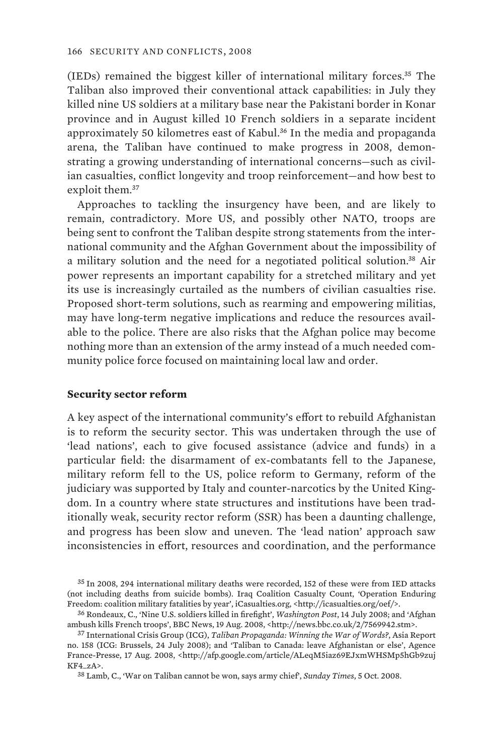(IEDs) remained the biggest killer of international military forces.[35] The Taliban also improved their conventional attack capabilities: in July they killed nine US soldiers at a military base near the Pakistani border in Konar province and in August killed 10 French soldiers in a separate incident approximately 50 kilometres east of Kabul.[36] In the media and propaganda arena, the Taliban have continued to make progress in 2008, demonstrating a growing understanding of international concerns—such as civilian casualties, conflict longevity and troop reinforcement—and how best to exploit them.[37]

Approaches to tackling the insurgency have been, and are likely to remain, contradictory. More US, and possibly other NATO, troops are being sent to confront the Taliban despite strong statements from the international community and the Afghan Government about the impossibility of a military solution and the need for a negotiated political solution.[38] Air power represents an important capability for a stretched military and yet its use is increasingly curtailed as the numbers of civilian casualties rise. Proposed short-term solutions, such as rearming and empowering militias, may have long-term negative implications and reduce the resources available to the police. There are also risks that the Afghan police may become nothing more than an extension of the army instead of a much needed community police force focused on maintaining local law and order.

**Security sector reform**

A key aspect of the international community's effort to rebuild Afghanistan is to reform the security sector. This was undertaken through the use of 'lead nations', each to give focused assistance (advice and funds) in a particular field: the disarmament of ex-combatants fell to the Japanese, military reform fell to the US, police reform to Germany, reform of the judiciary was supported by Italy and counter-narcotics by the United Kingdom. In a country where state structures and institutions have been traditionally weak, security rector reform (SSR) has been a daunting challenge, and progress has been slow and uneven. The 'lead nation' approach saw inconsistencies in effort, resources and coordination, and the performance

[35] In 2008, 294 international military deaths were recorded, 152 of these were from IED attacks (not including deaths from suicide bombs). Iraq Coalition Casualty Count, 'Operation Enduring Freedom: coalition military fatalities by year', iCasualties.org, <http://icasualties.org/oef/>.

[36] Rondeaux, C., 'Nine U.S. soldiers killed in firefight', *Washington Post*, 14 July 2008; and 'Afghan ambush kills French troops', BBC News, 19 Aug. 2008, <http://news.bbc.co.uk/2/7569942.stm>.

[37] International Crisis Group (ICG), *Taliban Propaganda: Winning the War of Words?*, Asia Report no. 158 (ICG: Brussels, 24 July 2008); and 'Taliban to Canada: leave Afghanistan or else', Agence France-Presse, 17 Aug. 2008, <http://afp.google.com/article/ALeqM5iaz69EJxmWHSMp5hGb9zujKF4_zA>.

[38] Lamb, C., 'War on Taliban cannot be won, says army chief', *Sunday Times*, 5 Oct. 2008.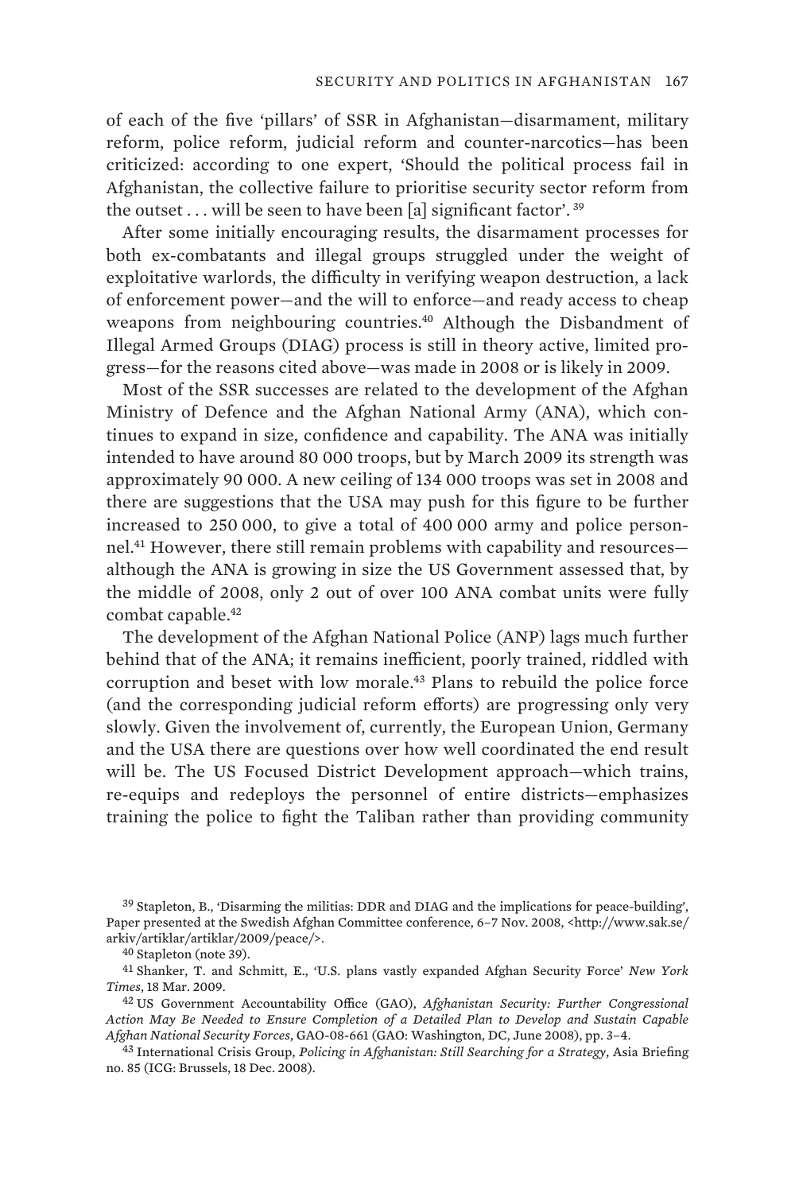of each of the five 'pillars' of SSR in Afghanistan—disarmament, military reform, police reform, judicial reform and counter-narcotics—has been criticized: according to one expert, 'Should the political process fail in Afghanistan, the collective failure to prioritise security sector reform from the outset . . . will be seen to have been [a] significant factor'.[39]

After some initially encouraging results, the disarmament processes for both ex-combatants and illegal groups struggled under the weight of exploitative warlords, the difficulty in verifying weapon destruction, a lack of enforcement power—and the will to enforce—and ready access to cheap weapons from neighbouring countries.[40] Although the Disbandment of Illegal Armed Groups (DIAG) process is still in theory active, limited progress—for the reasons cited above—was made in 2008 or is likely in 2009.

Most of the SSR successes are related to the development of the Afghan Ministry of Defence and the Afghan National Army (ANA), which continues to expand in size, confidence and capability. The ANA was initially intended to have around 80 000 troops, but by March 2009 its strength was approximately 90 000. A new ceiling of 134 000 troops was set in 2008 and there are suggestions that the USA may push for this figure to be further increased to 250 000, to give a total of 400 000 army and police personnel.[41] However, there still remain problems with capability and resources—although the ANA is growing in size the US Government assessed that, by the middle of 2008, only 2 out of over 100 ANA combat units were fully combat capable.[42]

The development of the Afghan National Police (ANP) lags much further behind that of the ANA; it remains inefficient, poorly trained, riddled with corruption and beset with low morale.[43] Plans to rebuild the police force (and the corresponding judicial reform efforts) are progressing only very slowly. Given the involvement of, currently, the European Union, Germany and the USA there are questions over how well coordinated the end result will be. The US Focused District Development approach—which trains, re-equips and redeploys the personnel of entire districts—emphasizes training the police to fight the Taliban rather than providing community

---

[39] Stapleton, B., 'Disarming the militias: DDR and DIAG and the implications for peace-building', Paper presented at the Swedish Afghan Committee conference, 6–7 Nov. 2008, <http://www.sak.se/arkiv/artiklar/artiklar/2009/peace/>.

[40] Stapleton (note 39).

[41] Shanker, T. and Schmitt, E., 'U.S. plans vastly expanded Afghan Security Force' *New York Times*, 18 Mar. 2009.

[42] US Government Accountability Office (GAO), *Afghanistan Security: Further Congressional Action May Be Needed to Ensure Completion of a Detailed Plan to Develop and Sustain Capable Afghan National Security Forces*, GAO-08-661 (GAO: Washington, DC, June 2008), pp. 3–4.

[43] International Crisis Group, *Policing in Afghanistan: Still Searching for a Strategy*, Asia Briefing no. 85 (ICG: Brussels, 18 Dec. 2008).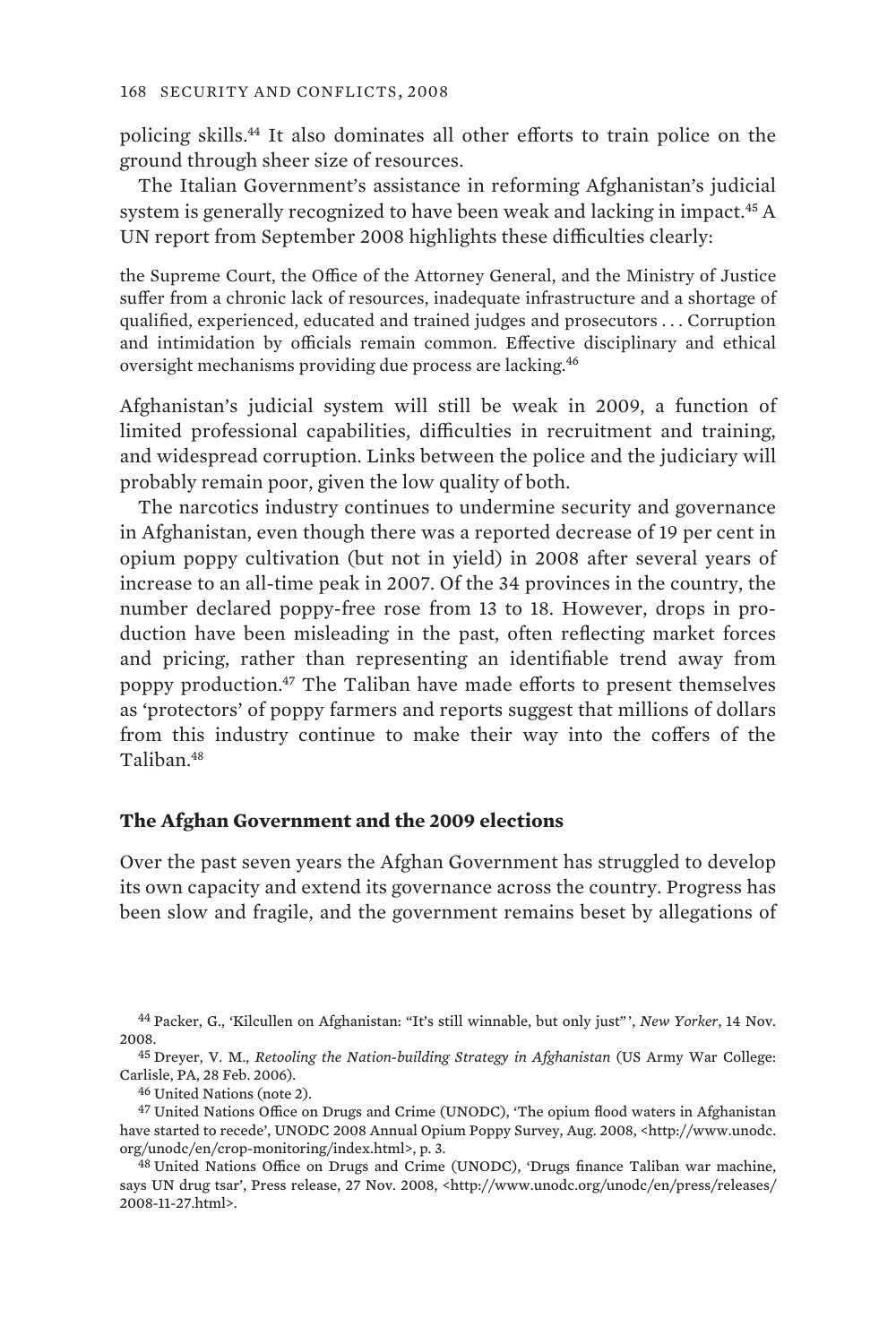policing skills.[44] It also dominates all other efforts to train police on the ground through sheer size of resources.

The Italian Government's assistance in reforming Afghanistan's judicial system is generally recognized to have been weak and lacking in impact.[45] A UN report from September 2008 highlights these difficulties clearly:

> the Supreme Court, the Office of the Attorney General, and the Ministry of Justice suffer from a chronic lack of resources, inadequate infrastructure and a shortage of qualified, experienced, educated and trained judges and prosecutors . . . Corruption and intimidation by officials remain common. Effective disciplinary and ethical oversight mechanisms providing due process are lacking.[46]

Afghanistan's judicial system will still be weak in 2009, a function of limited professional capabilities, difficulties in recruitment and training, and widespread corruption. Links between the police and the judiciary will probably remain poor, given the low quality of both.

The narcotics industry continues to undermine security and governance in Afghanistan, even though there was a reported decrease of 19 per cent in opium poppy cultivation (but not in yield) in 2008 after several years of increase to an all-time peak in 2007. Of the 34 provinces in the country, the number declared poppy-free rose from 13 to 18. However, drops in production have been misleading in the past, often reflecting market forces and pricing, rather than representing an identifiable trend away from poppy production.[47] The Taliban have made efforts to present themselves as 'protectors' of poppy farmers and reports suggest that millions of dollars from this industry continue to make their way into the coffers of the Taliban.[48]

### The Afghan Government and the 2009 elections

Over the past seven years the Afghan Government has struggled to develop its own capacity and extend its governance across the country. Progress has been slow and fragile, and the government remains beset by allegations of

---

[44] Packer, G., 'Kilcullen on Afghanistan: "It's still winnable, but only just"', *New Yorker*, 14 Nov. 2008.

[45] Dreyer, V. M., *Retooling the Nation-building Strategy in Afghanistan* (US Army War College: Carlisle, PA, 28 Feb. 2006).

[46] United Nations (note 2).

[47] United Nations Office on Drugs and Crime (UNODC), 'The opium flood waters in Afghanistan have started to recede', UNODC 2008 Annual Opium Poppy Survey, Aug. 2008, <http://www.unodc.org/unodc/en/crop-monitoring/index.html>, p. 3.

[48] United Nations Office on Drugs and Crime (UNODC), 'Drugs finance Taliban war machine, says UN drug tsar', Press release, 27 Nov. 2008, <http://www.unodc.org/unodc/en/press/releases/2008-11-27.html>.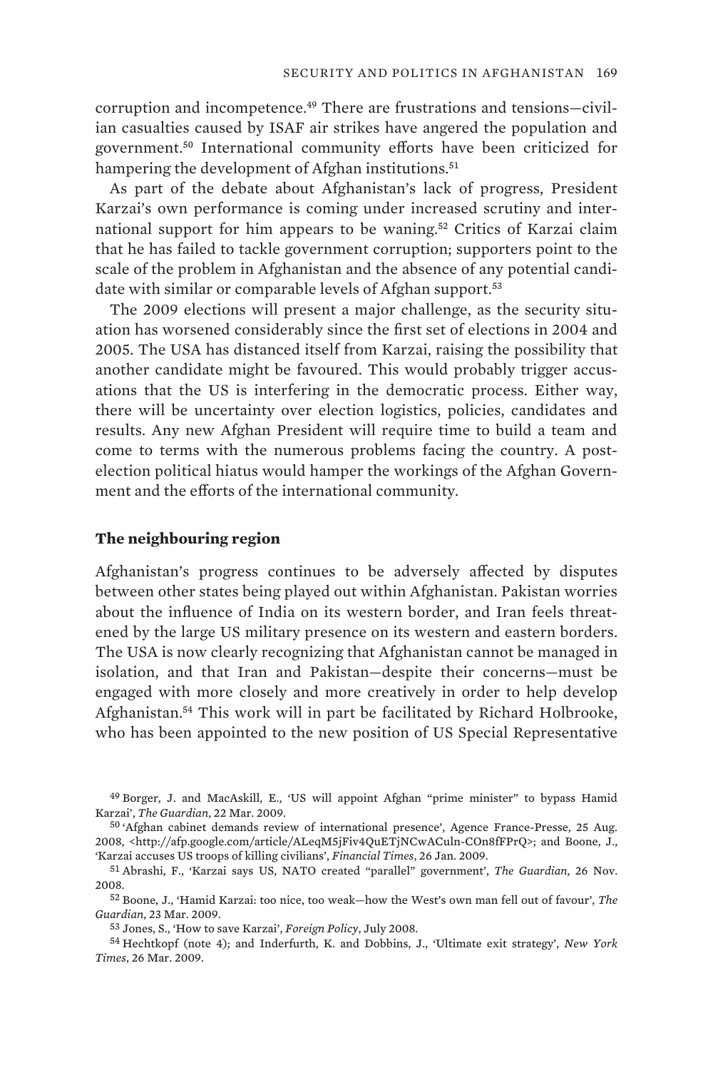corruption and incompetence.[49] There are frustrations and tensions—civilian casualties caused by ISAF air strikes have angered the population and government.[50] International community efforts have been criticized for hampering the development of Afghan institutions.[51]

As part of the debate about Afghanistan's lack of progress, President Karzai's own performance is coming under increased scrutiny and international support for him appears to be waning.[52] Critics of Karzai claim that he has failed to tackle government corruption; supporters point to the scale of the problem in Afghanistan and the absence of any potential candidate with similar or comparable levels of Afghan support.[53]

The 2009 elections will present a major challenge, as the security situation has worsened considerably since the first set of elections in 2004 and 2005. The USA has distanced itself from Karzai, raising the possibility that another candidate might be favoured. This would probably trigger accusations that the US is interfering in the democratic process. Either way, there will be uncertainty over election logistics, policies, candidates and results. Any new Afghan President will require time to build a team and come to terms with the numerous problems facing the country. A post-election political hiatus would hamper the workings of the Afghan Government and the efforts of the international community.

## The neighbouring region

Afghanistan's progress continues to be adversely affected by disputes between other states being played out within Afghanistan. Pakistan worries about the influence of India on its western border, and Iran feels threatened by the large US military presence on its western and eastern borders. The USA is now clearly recognizing that Afghanistan cannot be managed in isolation, and that Iran and Pakistan—despite their concerns—must be engaged with more closely and more creatively in order to help develop Afghanistan.[54] This work will in part be facilitated by Richard Holbrooke, who has been appointed to the new position of US Special Representative

---

[49] Borger, J. and MacAskill, E., 'US will appoint Afghan "prime minister" to bypass Hamid Karzai', *The Guardian*, 22 Mar. 2009.

[50] 'Afghan cabinet demands review of international presence', Agence France-Presse, 25 Aug. 2008, <http://afp.google.com/article/ALeqM5jFiv4QuETjNCwACuln-COn8fFPrQ>; and Boone, J., 'Karzai accuses US troops of killing civilians', *Financial Times*, 26 Jan. 2009.

[51] Abrashi, F., 'Karzai says US, NATO created "parallel" government', *The Guardian*, 26 Nov. 2008.

[52] Boone, J., 'Hamid Karzai: too nice, too weak—how the West's own man fell out of favour', *The Guardian*, 23 Mar. 2009.

[53] Jones, S., 'How to save Karzai', *Foreign Policy*, July 2008.

[54] Hechtkopf (note 4); and Inderfurth, K. and Dobbins, J., 'Ultimate exit strategy', *New York Times*, 26 Mar. 2009.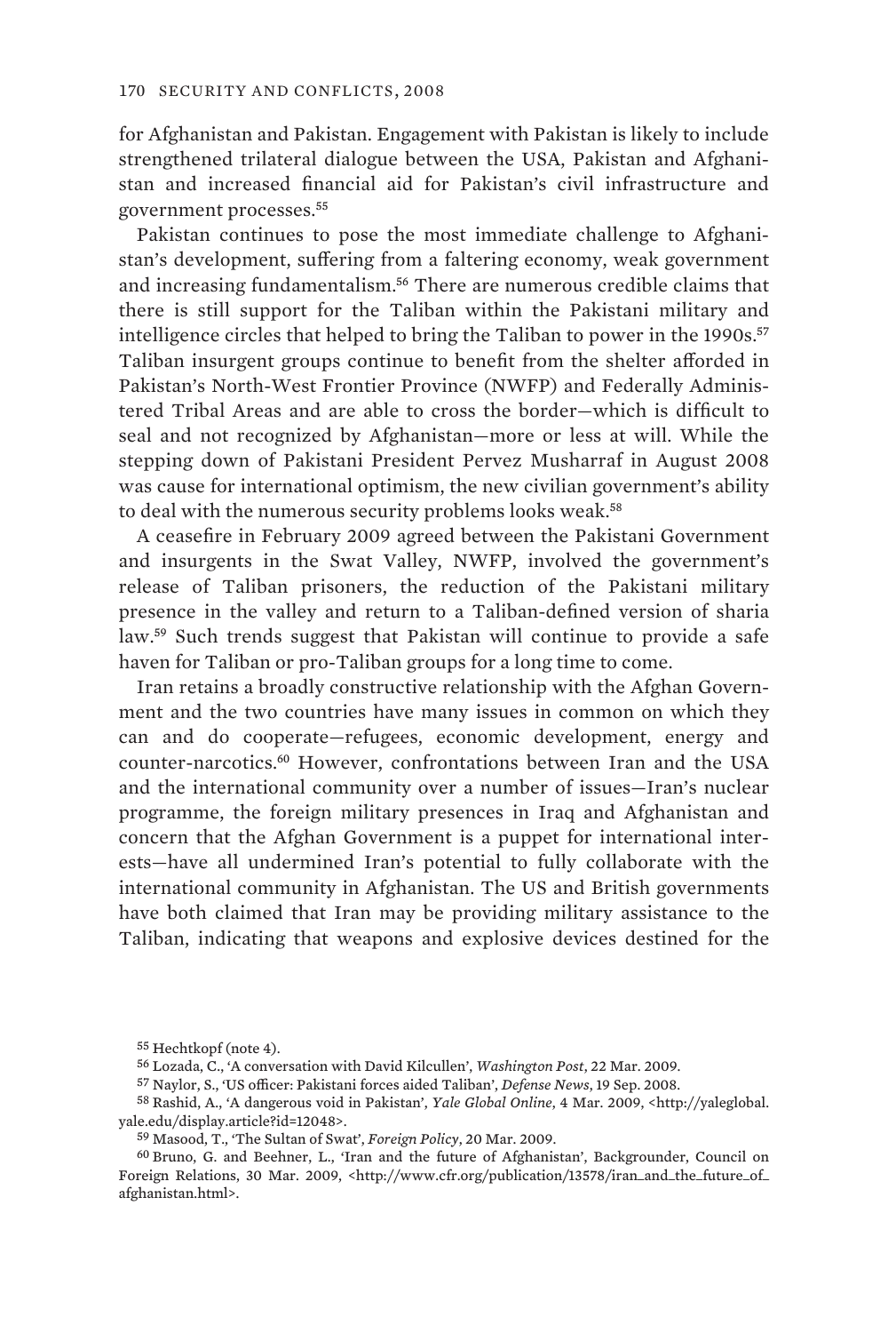for Afghanistan and Pakistan. Engagement with Pakistan is likely to include strengthened trilateral dialogue between the USA, Pakistan and Afghanistan and increased financial aid for Pakistan's civil infrastructure and government processes.[55]

Pakistan continues to pose the most immediate challenge to Afghanistan's development, suffering from a faltering economy, weak government and increasing fundamentalism.[56] There are numerous credible claims that there is still support for the Taliban within the Pakistani military and intelligence circles that helped to bring the Taliban to power in the 1990s.[57] Taliban insurgent groups continue to benefit from the shelter afforded in Pakistan's North-West Frontier Province (NWFP) and Federally Administered Tribal Areas and are able to cross the border—which is difficult to seal and not recognized by Afghanistan—more or less at will. While the stepping down of Pakistani President Pervez Musharraf in August 2008 was cause for international optimism, the new civilian government's ability to deal with the numerous security problems looks weak.[58]

A ceasefire in February 2009 agreed between the Pakistani Government and insurgents in the Swat Valley, NWFP, involved the government's release of Taliban prisoners, the reduction of the Pakistani military presence in the valley and return to a Taliban-defined version of sharia law.[59] Such trends suggest that Pakistan will continue to provide a safe haven for Taliban or pro-Taliban groups for a long time to come.

Iran retains a broadly constructive relationship with the Afghan Government and the two countries have many issues in common on which they can and do cooperate—refugees, economic development, energy and counter-narcotics.[60] However, confrontations between Iran and the USA and the international community over a number of issues—Iran's nuclear programme, the foreign military presences in Iraq and Afghanistan and concern that the Afghan Government is a puppet for international interests—have all undermined Iran's potential to fully collaborate with the international community in Afghanistan. The US and British governments have both claimed that Iran may be providing military assistance to the Taliban, indicating that weapons and explosive devices destined for the

55 Hechtkopf (note 4).

56 Lozada, C., 'A conversation with David Kilcullen', *Washington Post*, 22 Mar. 2009.

57 Naylor, S., 'US officer: Pakistani forces aided Taliban', *Defense News*, 19 Sep. 2008.

58 Rashid, A., 'A dangerous void in Pakistan', *Yale Global Online*, 4 Mar. 2009, <http://yaleglobal.yale.edu/display.article?id=12048>.

59 Masood, T., 'The Sultan of Swat', *Foreign Policy*, 20 Mar. 2009.

60 Bruno, G. and Beehner, L., 'Iran and the future of Afghanistan', Backgrounder, Council on Foreign Relations, 30 Mar. 2009, <http://www.cfr.org/publication/13578/iran_and_the_future_of_afghanistan.html>.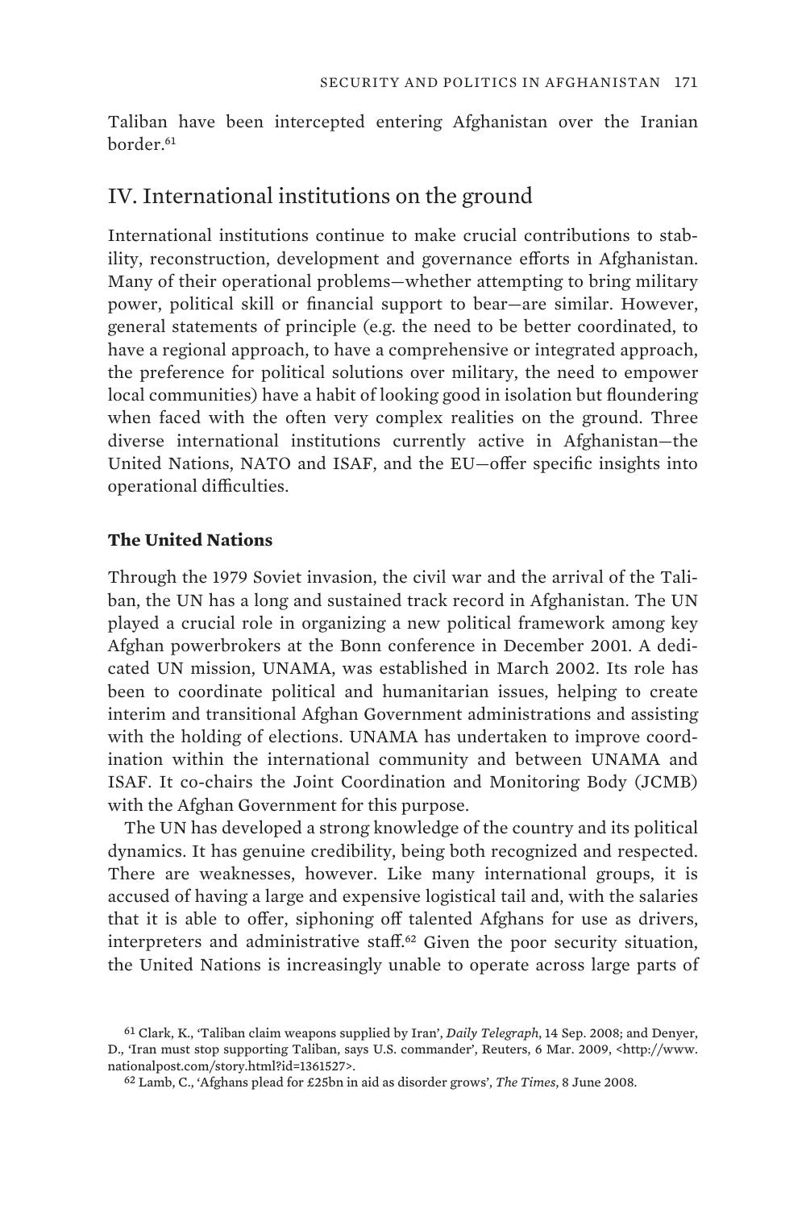Taliban have been intercepted entering Afghanistan over the Iranian border.[61]

## IV. International institutions on the ground

International institutions continue to make crucial contributions to stability, reconstruction, development and governance efforts in Afghanistan. Many of their operational problems—whether attempting to bring military power, political skill or financial support to bear—are similar. However, general statements of principle (e.g. the need to be better coordinated, to have a regional approach, to have a comprehensive or integrated approach, the preference for political solutions over military, the need to empower local communities) have a habit of looking good in isolation but floundering when faced with the often very complex realities on the ground. Three diverse international institutions currently active in Afghanistan—the United Nations, NATO and ISAF, and the EU—offer specific insights into operational difficulties.

### The United Nations

Through the 1979 Soviet invasion, the civil war and the arrival of the Taliban, the UN has a long and sustained track record in Afghanistan. The UN played a crucial role in organizing a new political framework among key Afghan powerbrokers at the Bonn conference in December 2001. A dedicated UN mission, UNAMA, was established in March 2002. Its role has been to coordinate political and humanitarian issues, helping to create interim and transitional Afghan Government administrations and assisting with the holding of elections. UNAMA has undertaken to improve coordination within the international community and between UNAMA and ISAF. It co-chairs the Joint Coordination and Monitoring Body (JCMB) with the Afghan Government for this purpose.

The UN has developed a strong knowledge of the country and its political dynamics. It has genuine credibility, being both recognized and respected. There are weaknesses, however. Like many international groups, it is accused of having a large and expensive logistical tail and, with the salaries that it is able to offer, siphoning off talented Afghans for use as drivers, interpreters and administrative staff.[62] Given the poor security situation, the United Nations is increasingly unable to operate across large parts of

---

[61] Clark, K., 'Taliban claim weapons supplied by Iran', *Daily Telegraph*, 14 Sep. 2008; and Denyer, D., 'Iran must stop supporting Taliban, says U.S. commander', Reuters, 6 Mar. 2009, <http://www.nationalpost.com/story.html?id=1361527>.

[62] Lamb, C., 'Afghans plead for £25bn in aid as disorder grows', *The Times*, 8 June 2008.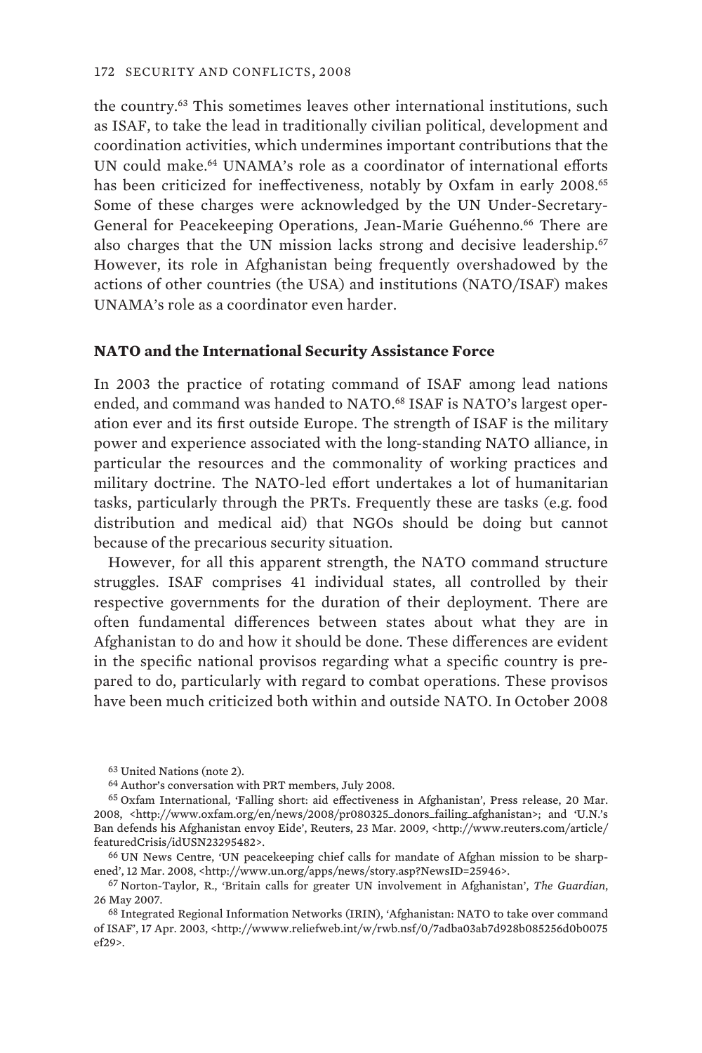the country.[63] This sometimes leaves other international institutions, such as ISAF, to take the lead in traditionally civilian political, development and coordination activities, which undermines important contributions that the UN could make.[64] UNAMA's role as a coordinator of international efforts has been criticized for ineffectiveness, notably by Oxfam in early 2008.[65] Some of these charges were acknowledged by the UN Under-Secretary-General for Peacekeeping Operations, Jean-Marie Guéhenno.[66] There are also charges that the UN mission lacks strong and decisive leadership.[67] However, its role in Afghanistan being frequently overshadowed by the actions of other countries (the USA) and institutions (NATO/ISAF) makes UNAMA's role as a coordinator even harder.

**NATO and the International Security Assistance Force**

In 2003 the practice of rotating command of ISAF among lead nations ended, and command was handed to NATO.[68] ISAF is NATO's largest operation ever and its first outside Europe. The strength of ISAF is the military power and experience associated with the long-standing NATO alliance, in particular the resources and the commonality of working practices and military doctrine. The NATO-led effort undertakes a lot of humanitarian tasks, particularly through the PRTs. Frequently these are tasks (e.g. food distribution and medical aid) that NGOs should be doing but cannot because of the precarious security situation.

However, for all this apparent strength, the NATO command structure struggles. ISAF comprises 41 individual states, all controlled by their respective governments for the duration of their deployment. There are often fundamental differences between states about what they are in Afghanistan to do and how it should be done. These differences are evident in the specific national provisos regarding what a specific country is prepared to do, particularly with regard to combat operations. These provisos have been much criticized both within and outside NATO. In October 2008

[63] United Nations (note 2).

[64] Author's conversation with PRT members, July 2008.

[65] Oxfam International, 'Falling short: aid effectiveness in Afghanistan', Press release, 20 Mar. 2008, <http://www.oxfam.org/en/news/2008/pr080325_donors_failing_afghanistan>; and 'U.N.'s Ban defends his Afghanistan envoy Eide', Reuters, 23 Mar. 2009, <http://www.reuters.com/article/featuredCrisis/idUSN23295482>.

[66] UN News Centre, 'UN peacekeeping chief calls for mandate of Afghan mission to be sharpened', 12 Mar. 2008, <http://www.un.org/apps/news/story.asp?NewsID=25946>.

[67] Norton-Taylor, R., 'Britain calls for greater UN involvement in Afghanistan', *The Guardian*, 26 May 2007.

[68] Integrated Regional Information Networks (IRIN), 'Afghanistan: NATO to take over command of ISAF', 17 Apr. 2003, <http://wwwww.reliefweb.int/w/rwb.nsf/0/7adba03ab7d928b085256d0b0075ef29>.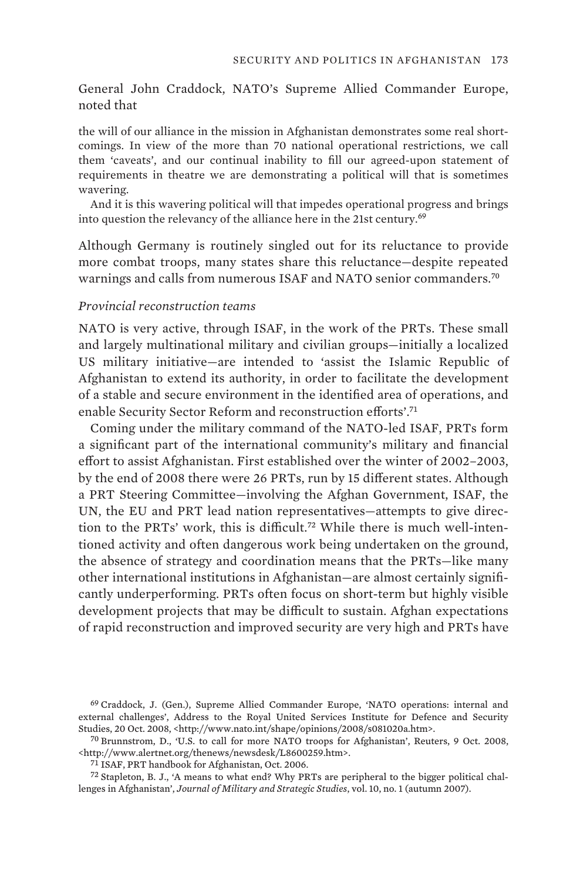General John Craddock, NATO's Supreme Allied Commander Europe, noted that

> the will of our alliance in the mission in Afghanistan demonstrates some real shortcomings. In view of the more than 70 national operational restrictions, we call them 'caveats', and our continual inability to fill our agreed-upon statement of requirements in theatre we are demonstrating a political will that is sometimes wavering.
>
> And it is this wavering political will that impedes operational progress and brings into question the relevancy of the alliance here in the 21st century.[69]

Although Germany is routinely singled out for its reluctance to provide more combat troops, many states share this reluctance—despite repeated warnings and calls from numerous ISAF and NATO senior commanders.[70]

*Provincial reconstruction teams*

NATO is very active, through ISAF, in the work of the PRTs. These small and largely multinational military and civilian groups—initially a localized US military initiative—are intended to 'assist the Islamic Republic of Afghanistan to extend its authority, in order to facilitate the development of a stable and secure environment in the identified area of operations, and enable Security Sector Reform and reconstruction efforts'.[71]

Coming under the military command of the NATO-led ISAF, PRTs form a significant part of the international community's military and financial effort to assist Afghanistan. First established over the winter of 2002–2003, by the end of 2008 there were 26 PRTs, run by 15 different states. Although a PRT Steering Committee—involving the Afghan Government, ISAF, the UN, the EU and PRT lead nation representatives—attempts to give direction to the PRTs' work, this is difficult.[72] While there is much well-intentioned activity and often dangerous work being undertaken on the ground, the absence of strategy and coordination means that the PRTs—like many other international institutions in Afghanistan—are almost certainly significantly underperforming. PRTs often focus on short-term but highly visible development projects that may be difficult to sustain. Afghan expectations of rapid reconstruction and improved security are very high and PRTs have

[69] Craddock, J. (Gen.), Supreme Allied Commander Europe, 'NATO operations: internal and external challenges', Address to the Royal United Services Institute for Defence and Security Studies, 20 Oct. 2008, <http://www.nato.int/shape/opinions/2008/s081020a.htm>.

[70] Brunnstrom, D., 'U.S. to call for more NATO troops for Afghanistan', Reuters, 9 Oct. 2008, <http://www.alertnet.org/thenews/newsdesk/L8600259.htm>.

[71] ISAF, PRT handbook for Afghanistan, Oct. 2006.

[72] Stapleton, B. J., 'A means to what end? Why PRTs are peripheral to the bigger political challenges in Afghanistan', *Journal of Military and Strategic Studies*, vol. 10, no. 1 (autumn 2007).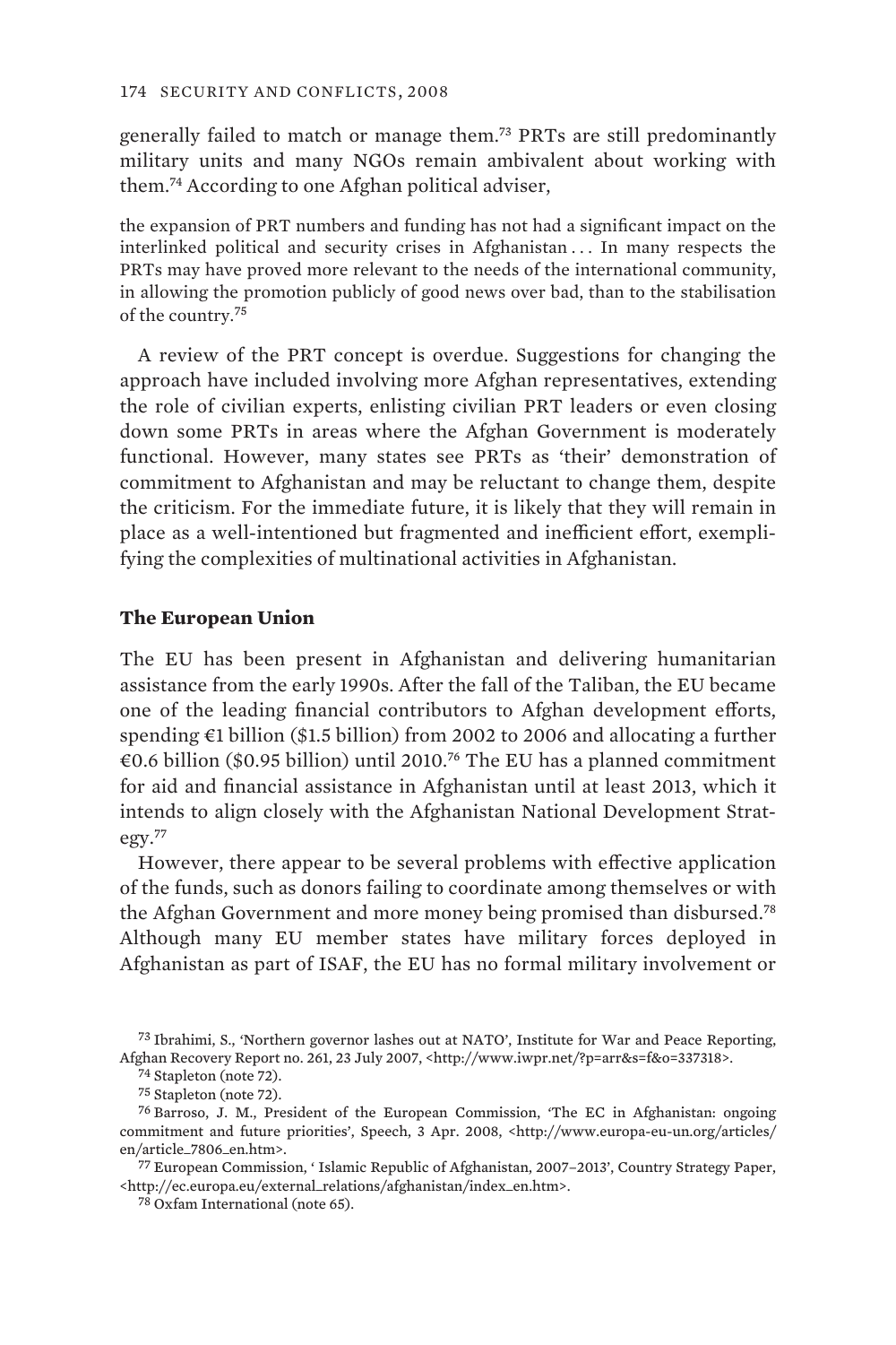generally failed to match or manage them.[73] PRTs are still predominantly military units and many NGOs remain ambivalent about working with them.[74] According to one Afghan political adviser,

> the expansion of PRT numbers and funding has not had a significant impact on the interlinked political and security crises in Afghanistan . . . In many respects the PRTs may have proved more relevant to the needs of the international community, in allowing the promotion publicly of good news over bad, than to the stabilisation of the country.[75]

A review of the PRT concept is overdue. Suggestions for changing the approach have included involving more Afghan representatives, extending the role of civilian experts, enlisting civilian PRT leaders or even closing down some PRTs in areas where the Afghan Government is moderately functional. However, many states see PRTs as 'their' demonstration of commitment to Afghanistan and may be reluctant to change them, despite the criticism. For the immediate future, it is likely that they will remain in place as a well-intentioned but fragmented and inefficient effort, exemplifying the complexities of multinational activities in Afghanistan.

## The European Union

The EU has been present in Afghanistan and delivering humanitarian assistance from the early 1990s. After the fall of the Taliban, the EU became one of the leading financial contributors to Afghan development efforts, spending €1 billion ($1.5 billion) from 2002 to 2006 and allocating a further €0.6 billion ($0.95 billion) until 2010.[76] The EU has a planned commitment for aid and financial assistance in Afghanistan until at least 2013, which it intends to align closely with the Afghanistan National Development Strategy.[77]

However, there appear to be several problems with effective application of the funds, such as donors failing to coordinate among themselves or with the Afghan Government and more money being promised than disbursed.[78] Although many EU member states have military forces deployed in Afghanistan as part of ISAF, the EU has no formal military involvement or

---

[73] Ibrahimi, S., 'Northern governor lashes out at NATO', Institute for War and Peace Reporting, Afghan Recovery Report no. 261, 23 July 2007, <http://www.iwpr.net/?p=arr&s=f&o=337318>.

[74] Stapleton (note 72).

[75] Stapleton (note 72).

[76] Barroso, J. M., President of the European Commission, 'The EC in Afghanistan: ongoing commitment and future priorities', Speech, 3 Apr. 2008, <http://www.europa-eu-un.org/articles/en/article_7806_en.htm>.

[77] European Commission, ' Islamic Republic of Afghanistan, 2007–2013', Country Strategy Paper, <http://ec.europa.eu/external_relations/afghanistan/index_en.htm>.

[78] Oxfam International (note 65).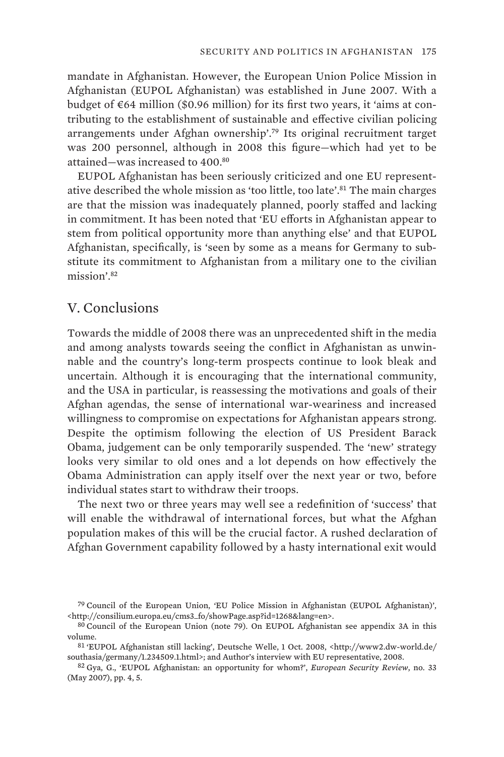mandate in Afghanistan. However, the European Union Police Mission in Afghanistan (EUPOL Afghanistan) was established in June 2007. With a budget of €64 million ($0.96 million) for its first two years, it 'aims at contributing to the establishment of sustainable and effective civilian policing arrangements under Afghan ownership'.[79] Its original recruitment target was 200 personnel, although in 2008 this figure—which had yet to be attained—was increased to 400.[80]

EUPOL Afghanistan has been seriously criticized and one EU representative described the whole mission as 'too little, too late'.[81] The main charges are that the mission was inadequately planned, poorly staffed and lacking in commitment. It has been noted that 'EU efforts in Afghanistan appear to stem from political opportunity more than anything else' and that EUPOL Afghanistan, specifically, is 'seen by some as a means for Germany to substitute its commitment to Afghanistan from a military one to the civilian mission'.[82]

## V. Conclusions

Towards the middle of 2008 there was an unprecedented shift in the media and among analysts towards seeing the conflict in Afghanistan as unwinnable and the country's long-term prospects continue to look bleak and uncertain. Although it is encouraging that the international community, and the USA in particular, is reassessing the motivations and goals of their Afghan agendas, the sense of international war-weariness and increased willingness to compromise on expectations for Afghanistan appears strong. Despite the optimism following the election of US President Barack Obama, judgement can be only temporarily suspended. The 'new' strategy looks very similar to old ones and a lot depends on how effectively the Obama Administration can apply itself over the next year or two, before individual states start to withdraw their troops.

The next two or three years may well see a redefinition of 'success' that will enable the withdrawal of international forces, but what the Afghan population makes of this will be the crucial factor. A rushed declaration of Afghan Government capability followed by a hasty international exit would

---

[79] Council of the European Union, 'EU Police Mission in Afghanistan (EUPOL Afghanistan)', <http://consilium.europa.eu/cms3_fo/showPage.asp?id=1268&lang=en>.

[80] Council of the European Union (note 79). On EUPOL Afghanistan see appendix 3A in this volume.

[81] 'EUPOL Afghanistan still lacking', Deutsche Welle, 1 Oct. 2008, <http://www2.dw-world.de/southasia/germany/1.234509.1.html>; and Author's interview with EU representative, 2008.

[82] Gya, G., 'EUPOL Afghanistan: an opportunity for whom?', *European Security Review*, no. 33 (May 2007), pp. 4, 5.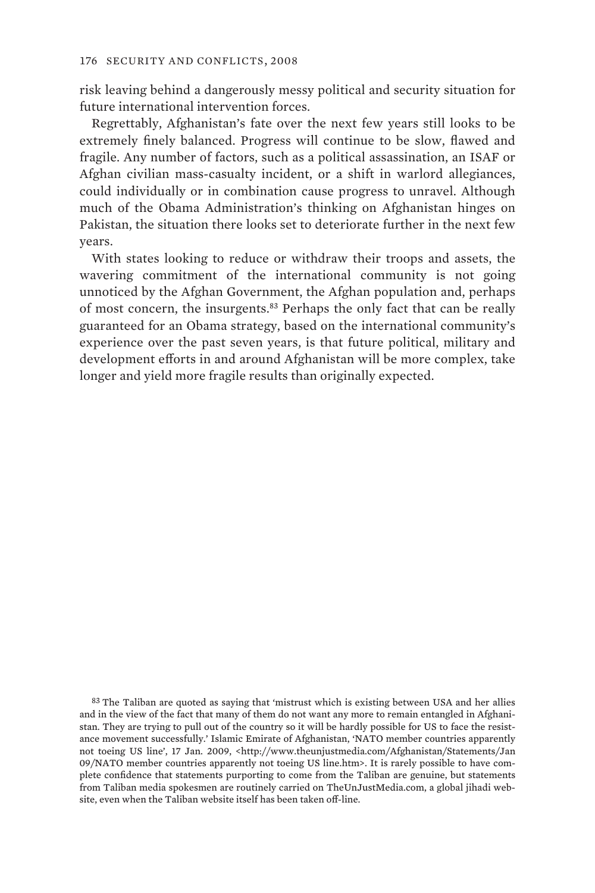risk leaving behind a dangerously messy political and security situation for future international intervention forces.

Regrettably, Afghanistan's fate over the next few years still looks to be extremely finely balanced. Progress will continue to be slow, flawed and fragile. Any number of factors, such as a political assassination, an ISAF or Afghan civilian mass-casualty incident, or a shift in warlord allegiances, could individually or in combination cause progress to unravel. Although much of the Obama Administration's thinking on Afghanistan hinges on Pakistan, the situation there looks set to deteriorate further in the next few years.

With states looking to reduce or withdraw their troops and assets, the wavering commitment of the international community is not going unnoticed by the Afghan Government, the Afghan population and, perhaps of most concern, the insurgents.[83] Perhaps the only fact that can be really guaranteed for an Obama strategy, based on the international community's experience over the past seven years, is that future political, military and development efforts in and around Afghanistan will be more complex, take longer and yield more fragile results than originally expected.

[83] The Taliban are quoted as saying that 'mistrust which is existing between USA and her allies and in the view of the fact that many of them do not want any more to remain entangled in Afghanistan. They are trying to pull out of the country so it will be hardly possible for US to face the resistance movement successfully.' Islamic Emirate of Afghanistan, 'NATO member countries apparently not toeing US line', 17 Jan. 2009, <http://www.theunjustmedia.com/Afghanistan/Statements/Jan 09/NATO member countries apparently not toeing US line.htm>. It is rarely possible to have complete confidence that statements purporting to come from the Taliban are genuine, but statements from Taliban media spokesmen are routinely carried on TheUnJustMedia.com, a global jihadi website, even when the Taliban website itself has been taken off-line.